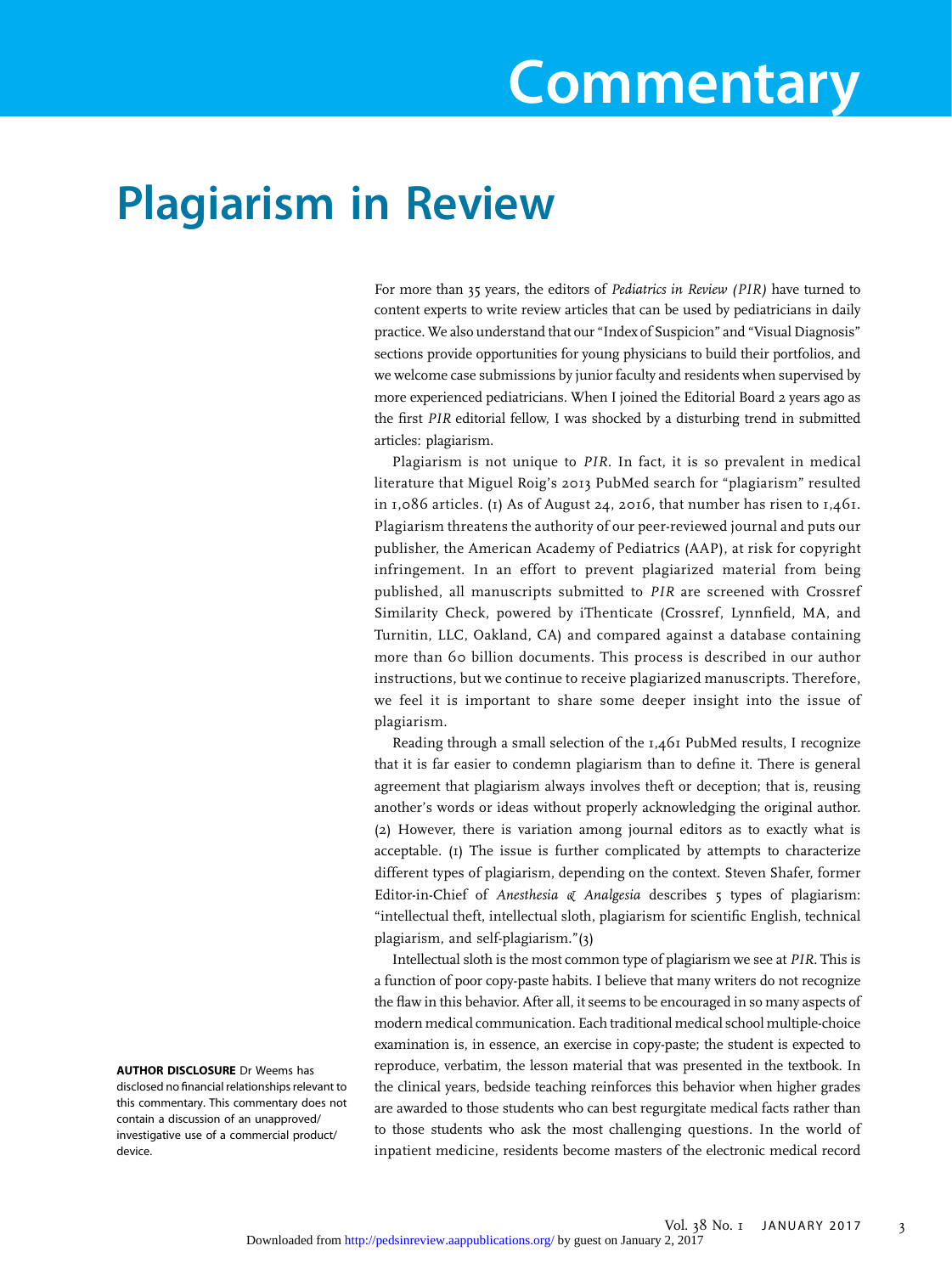# Commentary

# Plagiarism in Review

For more than 35 years, the editors of *Pediatrics in Review (PIR)* have turned to content experts to write review articles that can be used by pediatricians in daily practice. We also understand that our "Index of Suspicion" and "Visual Diagnosis" sections provide opportunities for young physicians to build their portfolios, and we welcome case submissions by junior faculty and residents when supervised by more experienced pediatricians. When I joined the Editorial Board 2 years ago as the first *PIR* editorial fellow, I was shocked by a disturbing trend in submitted articles: plagiarism.

Plagiarism is not unique to *PIR*. In fact, it is so prevalent in medical literature that Miguel Roig's 2013 PubMed search for "plagiarism" resulted in 1,086 articles. (1) As of August 24, 2016, that number has risen to 1,461. Plagiarism threatens the authority of our peer-reviewed journal and puts our publisher, the American Academy of Pediatrics (AAP), at risk for copyright infringement. In an effort to prevent plagiarized material from being published, all manuscripts submitted to *PIR* are screened with Crossref Similarity Check, powered by iThenticate (Crossref, Lynnfield, MA, and Turnitin, LLC, Oakland, CA) and compared against a database containing more than 60 billion documents. This process is described in our author instructions, but we continue to receive plagiarized manuscripts. Therefore, we feel it is important to share some deeper insight into the issue of plagiarism.

Reading through a small selection of the 1,461 PubMed results, I recognize that it is far easier to condemn plagiarism than to define it. There is general agreement that plagiarism always involves theft or deception; that is, reusing another's words or ideas without properly acknowledging the original author. (2) However, there is variation among journal editors as to exactly what is acceptable. (1) The issue is further complicated by attempts to characterize different types of plagiarism, depending on the context. Steven Shafer, former Editor-in-Chief of *Anesthesia & Analgesia* describes 5 types of plagiarism: "intellectual theft, intellectual sloth, plagiarism for scientific English, technical plagiarism, and self-plagiarism."(3)

Intellectual sloth is the most common type of plagiarism we see at *PIR*. This is a function of poor copy-paste habits. I believe that many writers do not recognize the flaw in this behavior. After all, it seems to be encouraged in so many aspects of modern medical communication. Each traditional medical school multiple-choice examination is, in essence, an exercise in copy-paste; the student is expected to reproduce, verbatim, the lesson material that was presented in the textbook. In the clinical years, bedside teaching reinforces this behavior when higher grades are awarded to those students who can best regurgitate medical facts rather than to those students who ask the most challenging questions. In the world of inpatient medicine, residents become masters of the electronic medical record

**AUTHOR DISCLOSURE** Dr Weems has disclosed no financial relationships relevant to this commentary. This commentary does not contain a discussion of an unapproved/investigative use of a commercial product/device.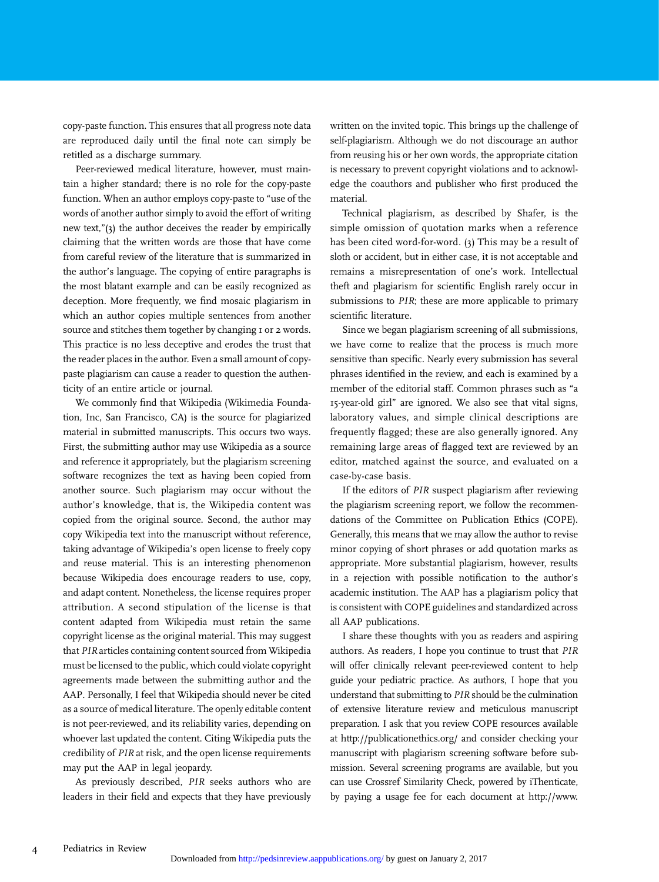copy-paste function. This ensures that all progress note data are reproduced daily until the final note can simply be retitled as a discharge summary.

Peer-reviewed medical literature, however, must maintain a higher standard; there is no role for the copy-paste function. When an author employs copy-paste to "use of the words of another author simply to avoid the effort of writing new text,"(3) the author deceives the reader by empirically claiming that the written words are those that have come from careful review of the literature that is summarized in the author's language. The copying of entire paragraphs is the most blatant example and can be easily recognized as deception. More frequently, we find mosaic plagiarism in which an author copies multiple sentences from another source and stitches them together by changing 1 or 2 words. This practice is no less deceptive and erodes the trust that the reader places in the author. Even a small amount of copy-paste plagiarism can cause a reader to question the authenticity of an entire article or journal.

We commonly find that Wikipedia (Wikimedia Foundation, Inc, San Francisco, CA) is the source for plagiarized material in submitted manuscripts. This occurs two ways. First, the submitting author may use Wikipedia as a source and reference it appropriately, but the plagiarism screening software recognizes the text as having been copied from another source. Such plagiarism may occur without the author's knowledge, that is, the Wikipedia content was copied from the original source. Second, the author may copy Wikipedia text into the manuscript without reference, taking advantage of Wikipedia's open license to freely copy and reuse material. This is an interesting phenomenon because Wikipedia does encourage readers to use, copy, and adapt content. Nonetheless, the license requires proper attribution. A second stipulation of the license is that content adapted from Wikipedia must retain the same copyright license as the original material. This may suggest that *PIR* articles containing content sourced from Wikipedia must be licensed to the public, which could violate copyright agreements made between the submitting author and the AAP. Personally, I feel that Wikipedia should never be cited as a source of medical literature. The openly editable content is not peer-reviewed, and its reliability varies, depending on whoever last updated the content. Citing Wikipedia puts the credibility of *PIR* at risk, and the open license requirements may put the AAP in legal jeopardy.

As previously described, *PIR* seeks authors who are leaders in their field and expects that they have previously written on the invited topic. This brings up the challenge of self-plagiarism. Although we do not discourage an author from reusing his or her own words, the appropriate citation is necessary to prevent copyright violations and to acknowledge the coauthors and publisher who first produced the material.

Technical plagiarism, as described by Shafer, is the simple omission of quotation marks when a reference has been cited word-for-word. (3) This may be a result of sloth or accident, but in either case, it is not acceptable and remains a misrepresentation of one's work. Intellectual theft and plagiarism for scientific English rarely occur in submissions to *PIR*; these are more applicable to primary scientific literature.

Since we began plagiarism screening of all submissions, we have come to realize that the process is much more sensitive than specific. Nearly every submission has several phrases identified in the review, and each is examined by a member of the editorial staff. Common phrases such as "a 15-year-old girl" are ignored. We also see that vital signs, laboratory values, and simple clinical descriptions are frequently flagged; these are also generally ignored. Any remaining large areas of flagged text are reviewed by an editor, matched against the source, and evaluated on a case-by-case basis.

If the editors of *PIR* suspect plagiarism after reviewing the plagiarism screening report, we follow the recommendations of the Committee on Publication Ethics (COPE). Generally, this means that we may allow the author to revise minor copying of short phrases or add quotation marks as appropriate. More substantial plagiarism, however, results in a rejection with possible notification to the author's academic institution. The AAP has a plagiarism policy that is consistent with COPE guidelines and standardized across all AAP publications.

I share these thoughts with you as readers and aspiring authors. As readers, I hope you continue to trust that *PIR* will offer clinically relevant peer-reviewed content to help guide your pediatric practice. As authors, I hope that you understand that submitting to *PIR* should be the culmination of extensive literature review and meticulous manuscript preparation. I ask that you review COPE resources available at http://publicationethics.org/ and consider checking your manuscript with plagiarism screening software before submission. Several screening programs are available, but you can use Crossref Similarity Check, powered by iThenticate, by paying a usage fee for each document at http://www.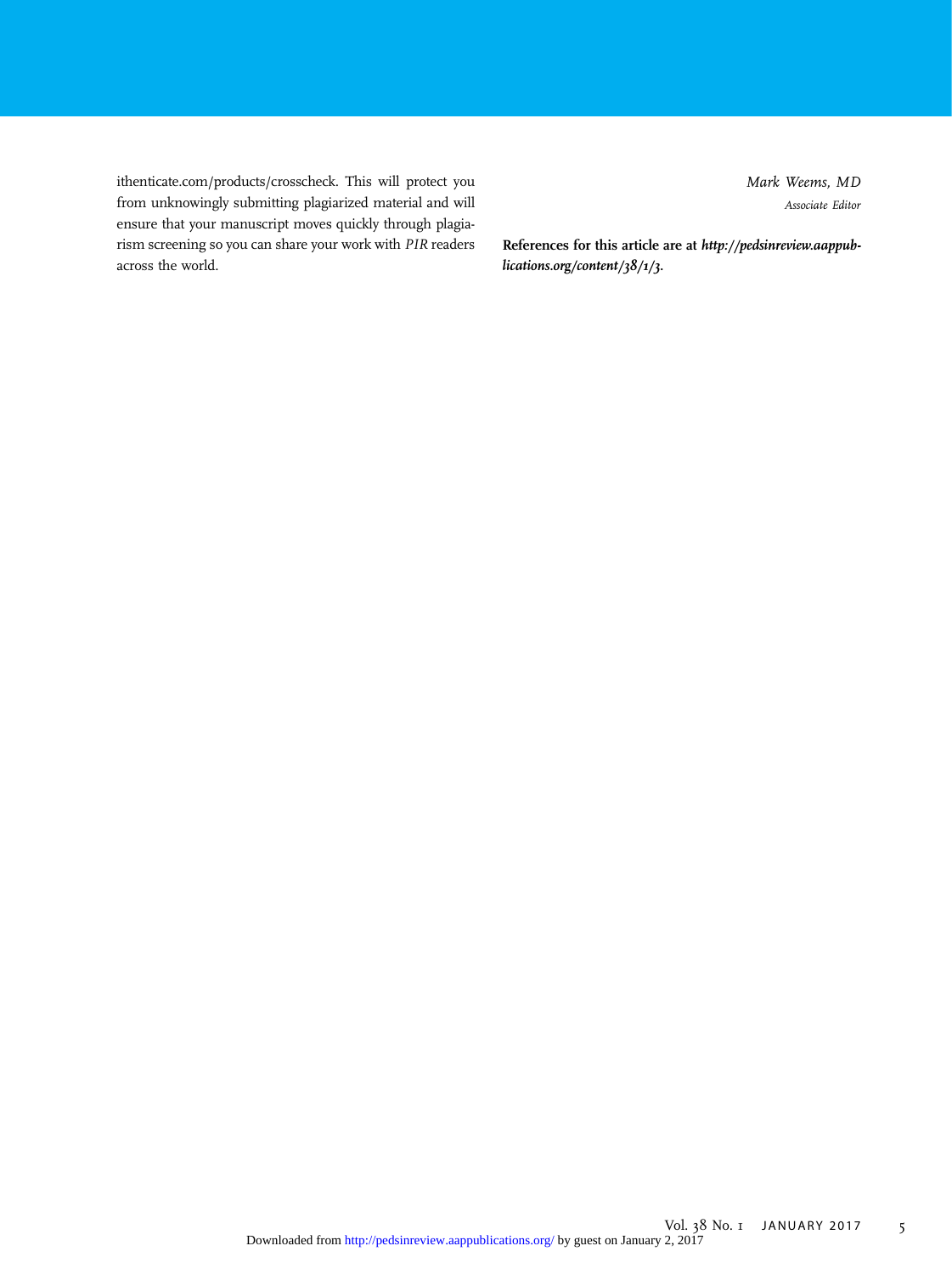ithenticate.com/products/crosscheck. This will protect you from unknowingly submitting plagiarized material and will ensure that your manuscript moves quickly through plagiarism screening so you can share your work with *PIR* readers across the world.

*Mark Weems, MD*
*Associate Editor*

**References for this article are at *http://pedsinreview.aappublications.org/content/38/1/3*.**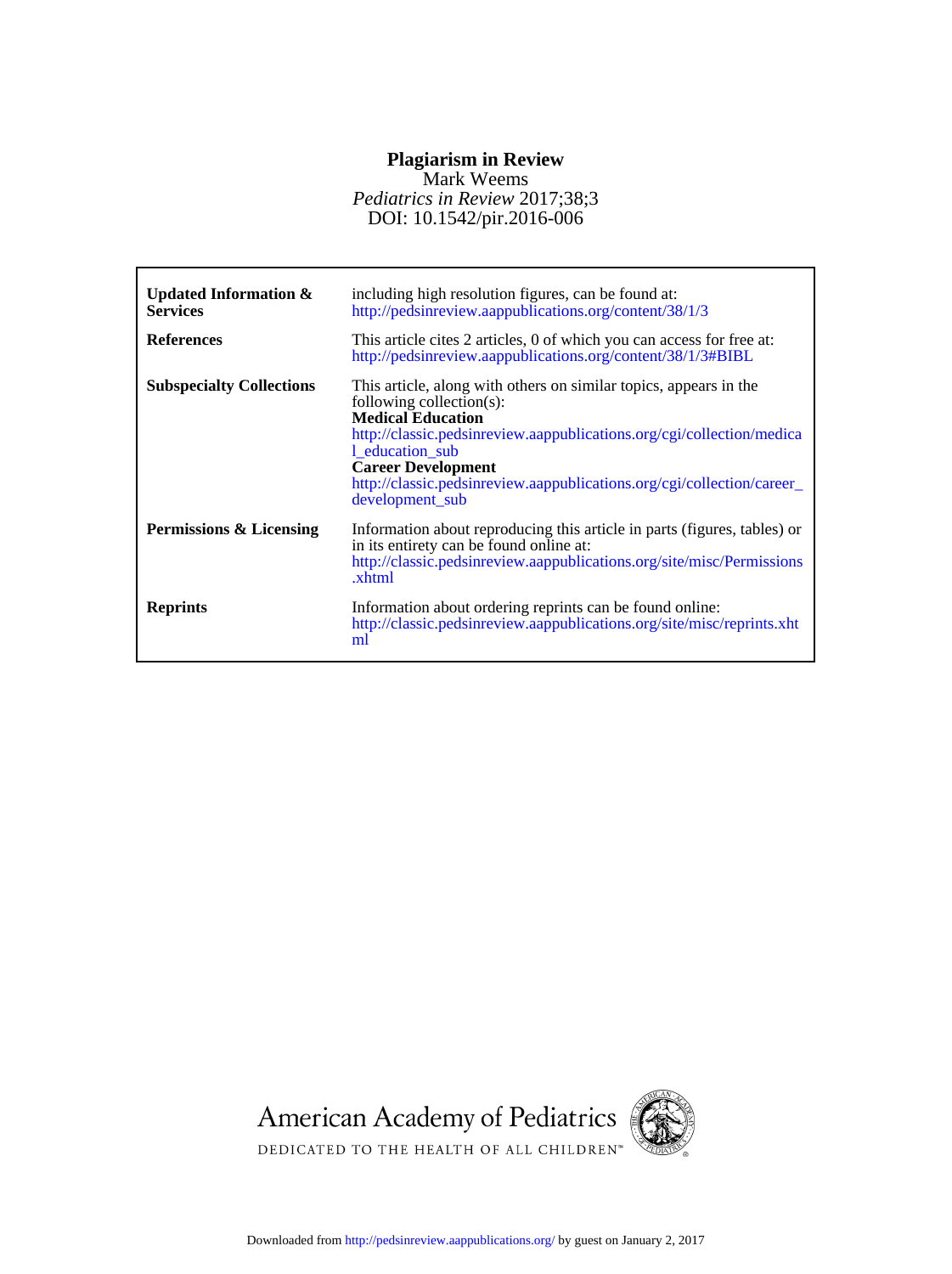# Plagiarism in Review

Mark Weems

*Pediatrics in Review* 2017;38;3

DOI: 10.1542/pir.2016-006

| | |
|---|---|
| **Updated Information & Services** | including high resolution figures, can be found at: http://pedsinreview.aappublications.org/content/38/1/3 |
| **References** | This article cites 2 articles, 0 of which you can access for free at: http://pedsinreview.aappublications.org/content/38/1/3#BIBL |
| **Subspecialty Collections** | This article, along with others on similar topics, appears in the following collection(s): **Medical Education** http://classic.pedsinreview.aappublications.org/cgi/collection/medical_education_sub **Career Development** http://classic.pedsinreview.aappublications.org/cgi/collection/career_development_sub |
| **Permissions & Licensing** | Information about reproducing this article in parts (figures, tables) or in its entirety can be found online at: http://classic.pedsinreview.aappublications.org/site/misc/Permissions.xhtml |
| **Reprints** | Information about ordering reprints can be found online: http://classic.pedsinreview.aappublications.org/site/misc/reprints.xhtml |

American Academy of Pediatrics

DEDICATED TO THE HEALTH OF ALL CHILDREN™

Downloaded from http://pedsinreview.aappublications.org/ by guest on January 2, 2017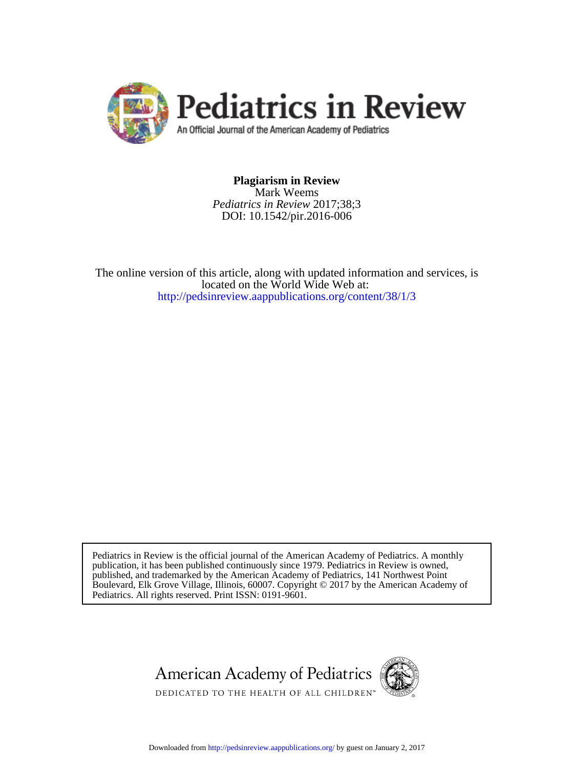**Plagiarism in Review**

Mark Weems

*Pediatrics in Review* 2017;38;3

DOI: 10.1542/pir.2016-006

The online version of this article, along with updated information and services, is located on the World Wide Web at:

http://pedsinreview.aappublications.org/content/38/1/3

Pediatrics in Review is the official journal of the American Academy of Pediatrics. A monthly publication, it has been published continuously since 1979. Pediatrics in Review is owned, published, and trademarked by the American Academy of Pediatrics, 141 Northwest Point Boulevard, Elk Grove Village, Illinois, 60007. Copyright © 2017 by the American Academy of Pediatrics. All rights reserved. Print ISSN: 0191-9601.